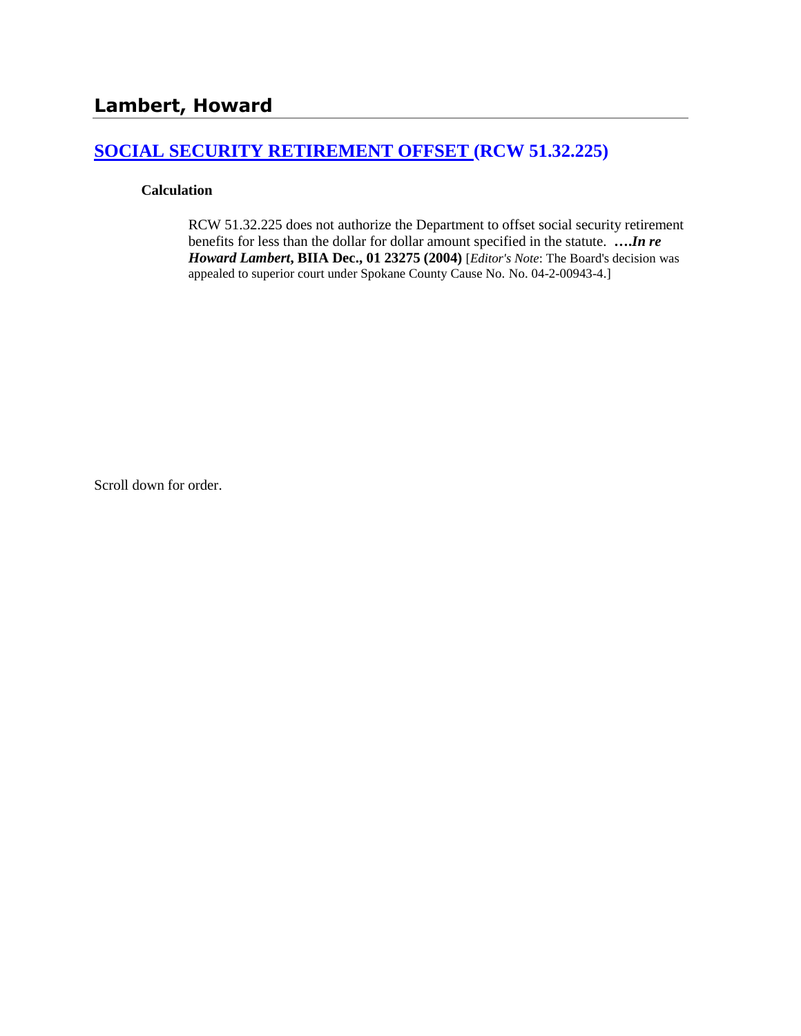# Lambert, Howard

## [SOCIAL SECURITY RETIREMENT OFFSET (RCW 51.32.225)]()

**Calculation**

RCW 51.32.225 does not authorize the Department to offset social security retirement benefits for less than the dollar for dollar amount specified in the statute. ***….In re Howard Lambert*, BIIA Dec., 01 23275 (2004)** [*Editor's Note*: The Board's decision was appealed to superior court under Spokane County Cause No. No. 04-2-00943-4.]

Scroll down for order.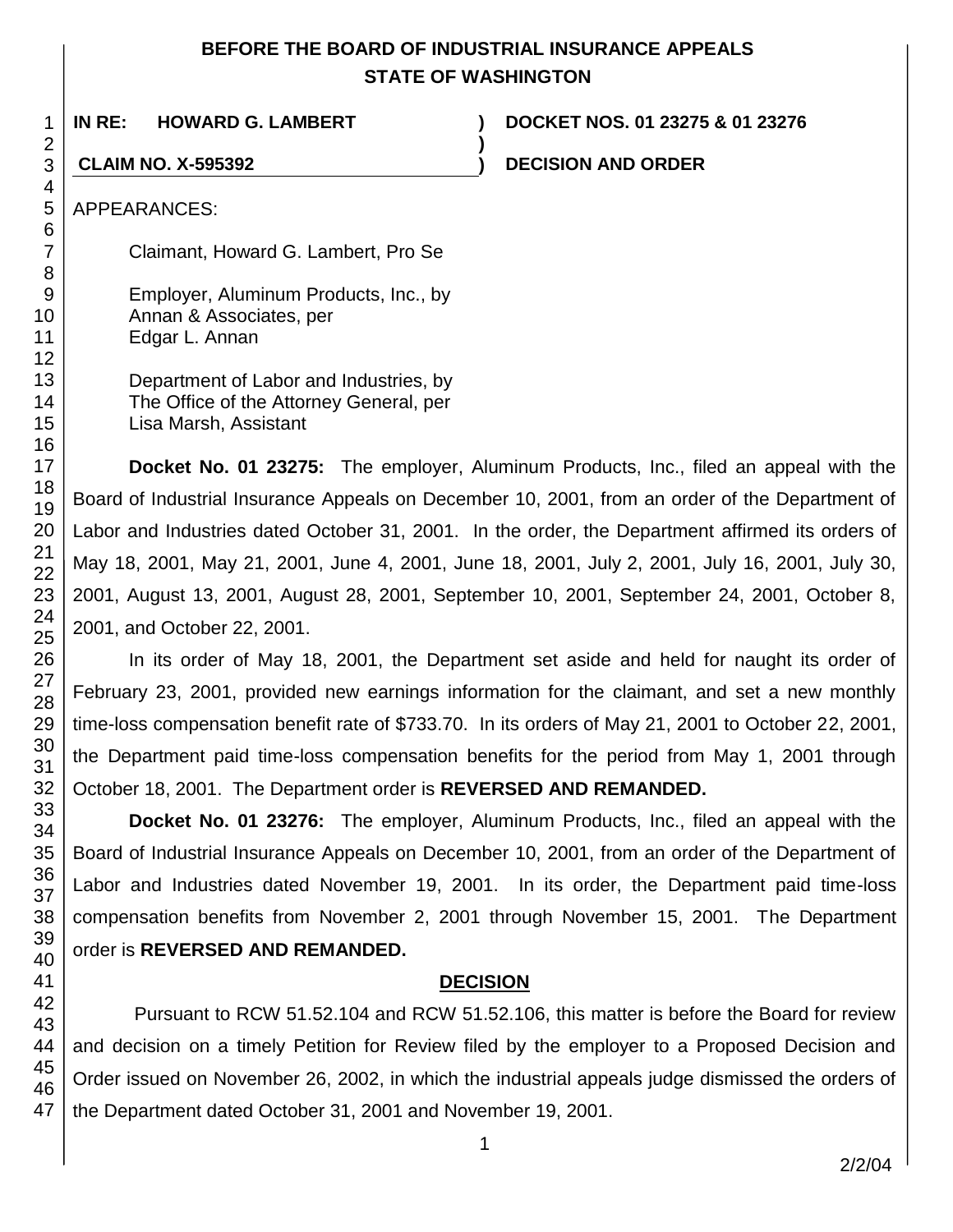**BEFORE THE BOARD OF INDUSTRIAL INSURANCE APPEALS STATE OF WASHINGTON**

**IN RE: HOWARD G. LAMBERT** ) **DOCKET NOS. 01 23275 & 01 23276**
)
**CLAIM NO. X-595392** ) **DECISION AND ORDER**

APPEARANCES:

Claimant, Howard G. Lambert, Pro Se

Employer, Aluminum Products, Inc., by
Annan & Associates, per
Edgar L. Annan

Department of Labor and Industries, by
The Office of the Attorney General, per
Lisa Marsh, Assistant

**Docket No. 01 23275:** The employer, Aluminum Products, Inc., filed an appeal with the Board of Industrial Insurance Appeals on December 10, 2001, from an order of the Department of Labor and Industries dated October 31, 2001. In the order, the Department affirmed its orders of May 18, 2001, May 21, 2001, June 4, 2001, June 18, 2001, July 2, 2001, July 16, 2001, July 30, 2001, August 13, 2001, August 28, 2001, September 10, 2001, September 24, 2001, October 8, 2001, and October 22, 2001.

In its order of May 18, 2001, the Department set aside and held for naught its order of February 23, 2001, provided new earnings information for the claimant, and set a new monthly time-loss compensation benefit rate of $733.70. In its orders of May 21, 2001 to October 22, 2001, the Department paid time-loss compensation benefits for the period from May 1, 2001 through October 18, 2001. The Department order is **REVERSED AND REMANDED.**

**Docket No. 01 23276:** The employer, Aluminum Products, Inc., filed an appeal with the Board of Industrial Insurance Appeals on December 10, 2001, from an order of the Department of Labor and Industries dated November 19, 2001. In its order, the Department paid time-loss compensation benefits from November 2, 2001 through November 15, 2001. The Department order is **REVERSED AND REMANDED.**

## DECISION

Pursuant to RCW 51.52.104 and RCW 51.52.106, this matter is before the Board for review and decision on a timely Petition for Review filed by the employer to a Proposed Decision and Order issued on November 26, 2002, in which the industrial appeals judge dismissed the orders of the Department dated October 31, 2001 and November 19, 2001.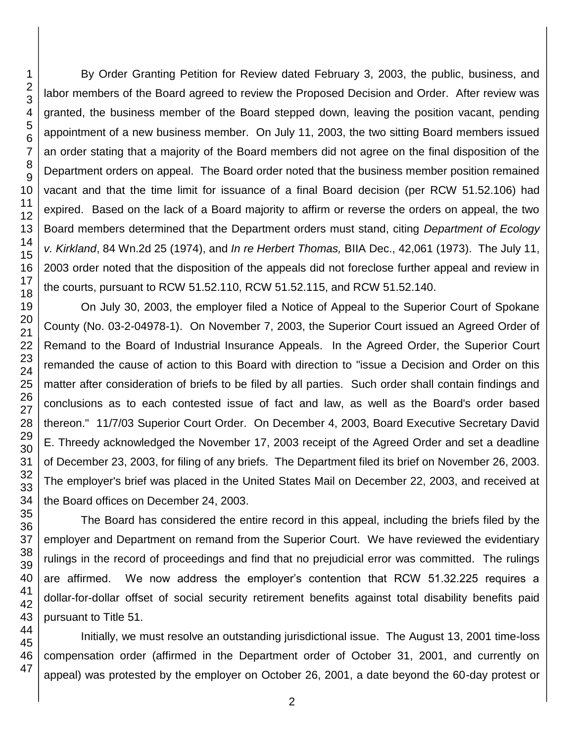By Order Granting Petition for Review dated February 3, 2003, the public, business, and labor members of the Board agreed to review the Proposed Decision and Order. After review was granted, the business member of the Board stepped down, leaving the position vacant, pending appointment of a new business member. On July 11, 2003, the two sitting Board members issued an order stating that a majority of the Board members did not agree on the final disposition of the Department orders on appeal. The Board order noted that the business member position remained vacant and that the time limit for issuance of a final Board decision (per RCW 51.52.106) had expired. Based on the lack of a Board majority to affirm or reverse the orders on appeal, the two Board members determined that the Department orders must stand, citing *Department of Ecology v. Kirkland*, 84 Wn.2d 25 (1974), and *In re Herbert Thomas,* BIIA Dec., 42,061 (1973). The July 11, 2003 order noted that the disposition of the appeals did not foreclose further appeal and review in the courts, pursuant to RCW 51.52.110, RCW 51.52.115, and RCW 51.52.140.

On July 30, 2003, the employer filed a Notice of Appeal to the Superior Court of Spokane County (No. 03-2-04978-1). On November 7, 2003, the Superior Court issued an Agreed Order of Remand to the Board of Industrial Insurance Appeals. In the Agreed Order, the Superior Court remanded the cause of action to this Board with direction to "issue a Decision and Order on this matter after consideration of briefs to be filed by all parties. Such order shall contain findings and conclusions as to each contested issue of fact and law, as well as the Board's order based thereon." 11/7/03 Superior Court Order. On December 4, 2003, Board Executive Secretary David E. Threedy acknowledged the November 17, 2003 receipt of the Agreed Order and set a deadline of December 23, 2003, for filing of any briefs. The Department filed its brief on November 26, 2003. The employer's brief was placed in the United States Mail on December 22, 2003, and received at the Board offices on December 24, 2003.

The Board has considered the entire record in this appeal, including the briefs filed by the employer and Department on remand from the Superior Court. We have reviewed the evidentiary rulings in the record of proceedings and find that no prejudicial error was committed. The rulings are affirmed. We now address the employer's contention that RCW 51.32.225 requires a dollar-for-dollar offset of social security retirement benefits against total disability benefits paid pursuant to Title 51.

Initially, we must resolve an outstanding jurisdictional issue. The August 13, 2001 time-loss compensation order (affirmed in the Department order of October 31, 2001, and currently on appeal) was protested by the employer on October 26, 2001, a date beyond the 60-day protest or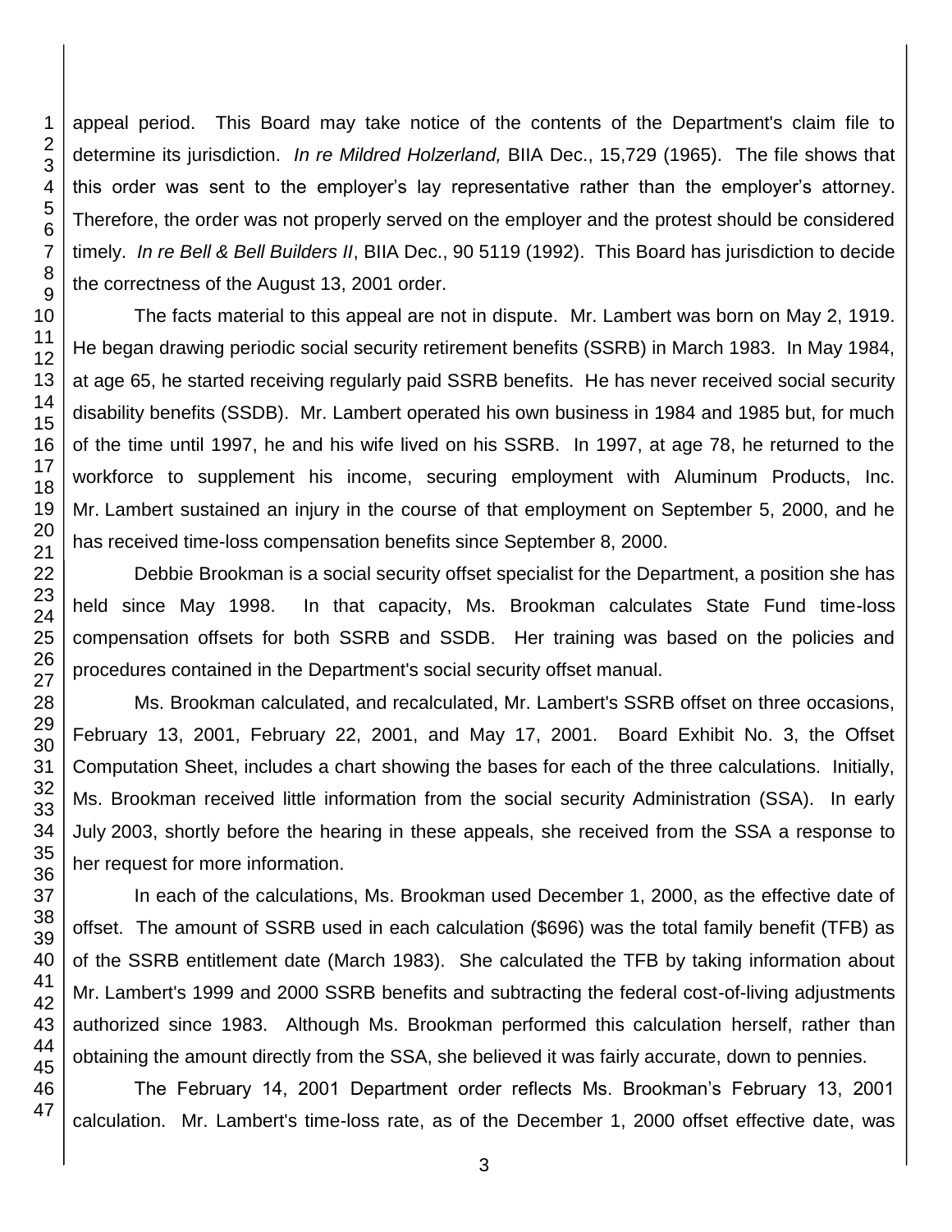appeal period. This Board may take notice of the contents of the Department's claim file to determine its jurisdiction. *In re Mildred Holzerland,* BIIA Dec., 15,729 (1965). The file shows that this order was sent to the employer's lay representative rather than the employer's attorney. Therefore, the order was not properly served on the employer and the protest should be considered timely. *In re Bell & Bell Builders II*, BIIA Dec., 90 5119 (1992). This Board has jurisdiction to decide the correctness of the August 13, 2001 order.

The facts material to this appeal are not in dispute. Mr. Lambert was born on May 2, 1919. He began drawing periodic social security retirement benefits (SSRB) in March 1983. In May 1984, at age 65, he started receiving regularly paid SSRB benefits. He has never received social security disability benefits (SSDB). Mr. Lambert operated his own business in 1984 and 1985 but, for much of the time until 1997, he and his wife lived on his SSRB. In 1997, at age 78, he returned to the workforce to supplement his income, securing employment with Aluminum Products, Inc. Mr. Lambert sustained an injury in the course of that employment on September 5, 2000, and he has received time-loss compensation benefits since September 8, 2000.

Debbie Brookman is a social security offset specialist for the Department, a position she has held since May 1998. In that capacity, Ms. Brookman calculates State Fund time-loss compensation offsets for both SSRB and SSDB. Her training was based on the policies and procedures contained in the Department's social security offset manual.

Ms. Brookman calculated, and recalculated, Mr. Lambert's SSRB offset on three occasions, February 13, 2001, February 22, 2001, and May 17, 2001. Board Exhibit No. 3, the Offset Computation Sheet, includes a chart showing the bases for each of the three calculations. Initially, Ms. Brookman received little information from the social security Administration (SSA). In early July 2003, shortly before the hearing in these appeals, she received from the SSA a response to her request for more information.

In each of the calculations, Ms. Brookman used December 1, 2000, as the effective date of offset. The amount of SSRB used in each calculation ($696) was the total family benefit (TFB) as of the SSRB entitlement date (March 1983). She calculated the TFB by taking information about Mr. Lambert's 1999 and 2000 SSRB benefits and subtracting the federal cost-of-living adjustments authorized since 1983. Although Ms. Brookman performed this calculation herself, rather than obtaining the amount directly from the SSA, she believed it was fairly accurate, down to pennies.

The February 14, 2001 Department order reflects Ms. Brookman's February 13, 2001 calculation. Mr. Lambert's time-loss rate, as of the December 1, 2000 offset effective date, was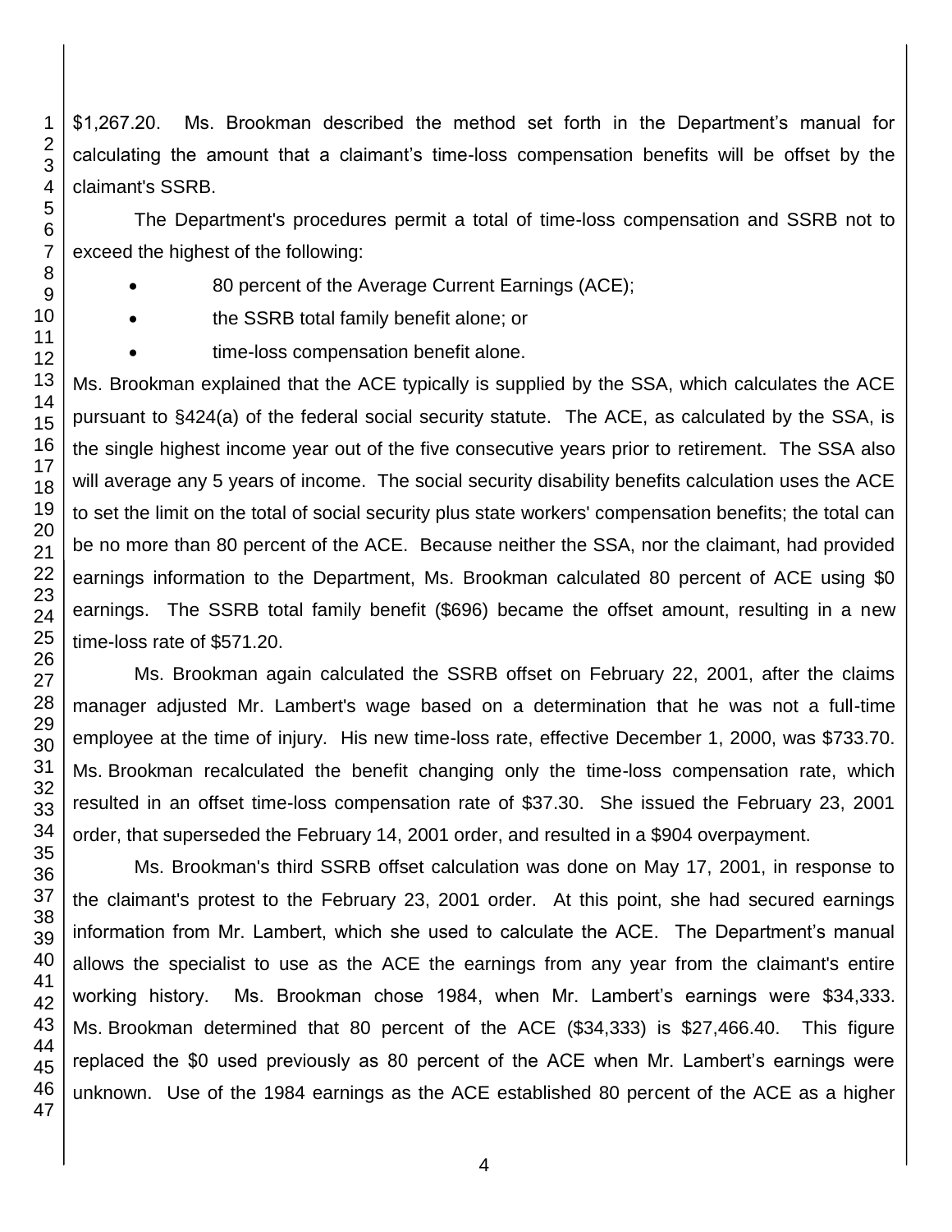$1,267.20. Ms. Brookman described the method set forth in the Department's manual for calculating the amount that a claimant's time-loss compensation benefits will be offset by the claimant's SSRB.

The Department's procedures permit a total of time-loss compensation and SSRB not to exceed the highest of the following:

- 80 percent of the Average Current Earnings (ACE);
- the SSRB total family benefit alone; or
- time-loss compensation benefit alone.

Ms. Brookman explained that the ACE typically is supplied by the SSA, which calculates the ACE pursuant to §424(a) of the federal social security statute. The ACE, as calculated by the SSA, is the single highest income year out of the five consecutive years prior to retirement. The SSA also will average any 5 years of income. The social security disability benefits calculation uses the ACE to set the limit on the total of social security plus state workers' compensation benefits; the total can be no more than 80 percent of the ACE. Because neither the SSA, nor the claimant, had provided earnings information to the Department, Ms. Brookman calculated 80 percent of ACE using $0 earnings. The SSRB total family benefit ($696) became the offset amount, resulting in a new time-loss rate of $571.20.

Ms. Brookman again calculated the SSRB offset on February 22, 2001, after the claims manager adjusted Mr. Lambert's wage based on a determination that he was not a full-time employee at the time of injury. His new time-loss rate, effective December 1, 2000, was $733.70. Ms. Brookman recalculated the benefit changing only the time-loss compensation rate, which resulted in an offset time-loss compensation rate of $37.30. She issued the February 23, 2001 order, that superseded the February 14, 2001 order, and resulted in a $904 overpayment.

Ms. Brookman's third SSRB offset calculation was done on May 17, 2001, in response to the claimant's protest to the February 23, 2001 order. At this point, she had secured earnings information from Mr. Lambert, which she used to calculate the ACE. The Department's manual allows the specialist to use as the ACE the earnings from any year from the claimant's entire working history. Ms. Brookman chose 1984, when Mr. Lambert's earnings were $34,333. Ms. Brookman determined that 80 percent of the ACE ($34,333) is $27,466.40. This figure replaced the $0 used previously as 80 percent of the ACE when Mr. Lambert's earnings were unknown. Use of the 1984 earnings as the ACE established 80 percent of the ACE as a higher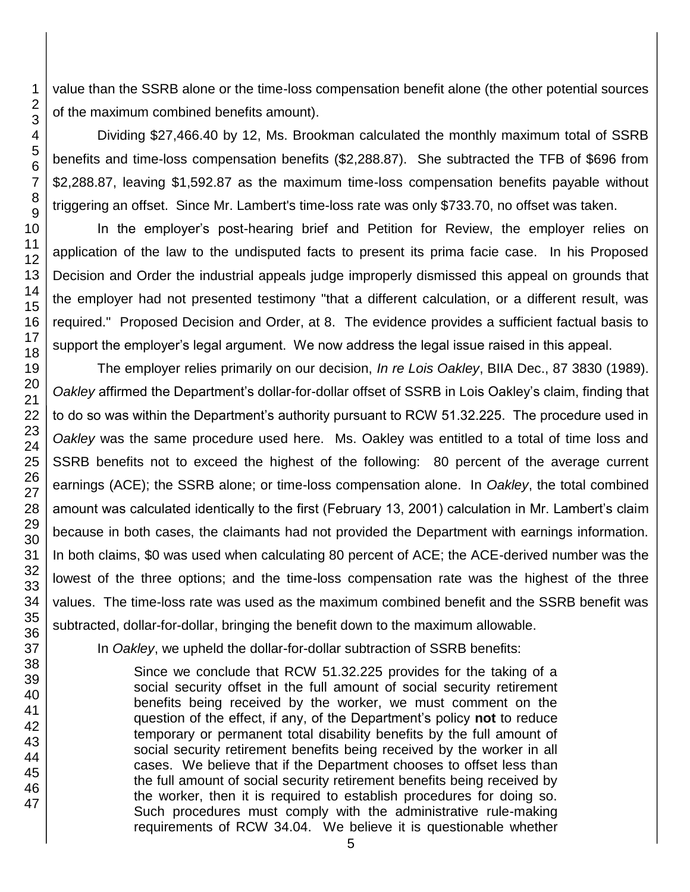value than the SSRB alone or the time-loss compensation benefit alone (the other potential sources of the maximum combined benefits amount).

Dividing $27,466.40 by 12, Ms. Brookman calculated the monthly maximum total of SSRB benefits and time-loss compensation benefits ($2,288.87). She subtracted the TFB of $696 from $2,288.87, leaving $1,592.87 as the maximum time-loss compensation benefits payable without triggering an offset. Since Mr. Lambert's time-loss rate was only $733.70, no offset was taken.

In the employer's post-hearing brief and Petition for Review, the employer relies on application of the law to the undisputed facts to present its prima facie case. In his Proposed Decision and Order the industrial appeals judge improperly dismissed this appeal on grounds that the employer had not presented testimony "that a different calculation, or a different result, was required." Proposed Decision and Order, at 8. The evidence provides a sufficient factual basis to support the employer's legal argument. We now address the legal issue raised in this appeal.

The employer relies primarily on our decision, *In re Lois Oakley*, BIIA Dec., 87 3830 (1989). *Oakley* affirmed the Department's dollar-for-dollar offset of SSRB in Lois Oakley's claim, finding that to do so was within the Department's authority pursuant to RCW 51.32.225. The procedure used in *Oakley* was the same procedure used here. Ms. Oakley was entitled to a total of time loss and SSRB benefits not to exceed the highest of the following: 80 percent of the average current earnings (ACE); the SSRB alone; or time-loss compensation alone. In *Oakley*, the total combined amount was calculated identically to the first (February 13, 2001) calculation in Mr. Lambert's claim because in both cases, the claimants had not provided the Department with earnings information. In both claims, $0 was used when calculating 80 percent of ACE; the ACE-derived number was the lowest of the three options; and the time-loss compensation rate was the highest of the three values. The time-loss rate was used as the maximum combined benefit and the SSRB benefit was subtracted, dollar-for-dollar, bringing the benefit down to the maximum allowable.

In *Oakley*, we upheld the dollar-for-dollar subtraction of SSRB benefits:

> Since we conclude that RCW 51.32.225 provides for the taking of a social security offset in the full amount of social security retirement benefits being received by the worker, we must comment on the question of the effect, if any, of the Department's policy **not** to reduce temporary or permanent total disability benefits by the full amount of social security retirement benefits being received by the worker in all cases. We believe that if the Department chooses to offset less than the full amount of social security retirement benefits being received by the worker, then it is required to establish procedures for doing so. Such procedures must comply with the administrative rule-making requirements of RCW 34.04. We believe it is questionable whether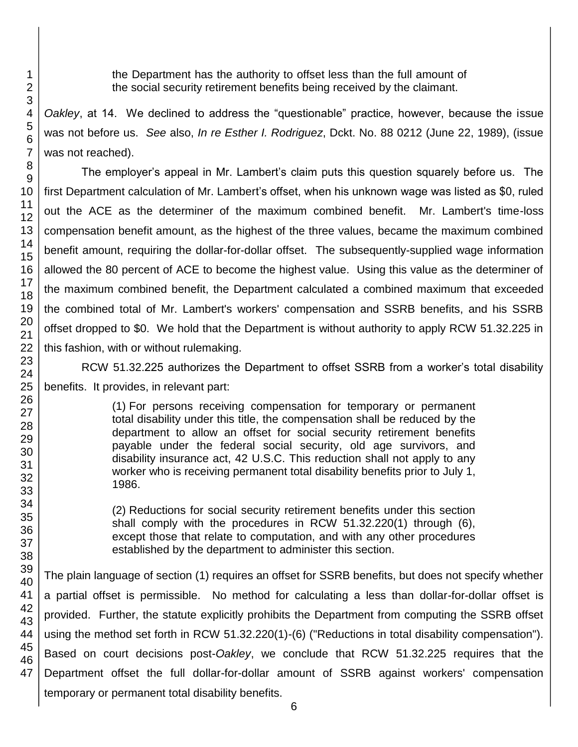> the Department has the authority to offset less than the full amount of the social security retirement benefits being received by the claimant.

*Oakley*, at 14. We declined to address the "questionable" practice, however, because the issue was not before us. *See* also, *In re Esther I. Rodriguez*, Dckt. No. 88 0212 (June 22, 1989), (issue was not reached).

The employer's appeal in Mr. Lambert's claim puts this question squarely before us. The first Department calculation of Mr. Lambert's offset, when his unknown wage was listed as $0, ruled out the ACE as the determiner of the maximum combined benefit. Mr. Lambert's time-loss compensation benefit amount, as the highest of the three values, became the maximum combined benefit amount, requiring the dollar-for-dollar offset. The subsequently-supplied wage information allowed the 80 percent of ACE to become the highest value. Using this value as the determiner of the maximum combined benefit, the Department calculated a combined maximum that exceeded the combined total of Mr. Lambert's workers' compensation and SSRB benefits, and his SSRB offset dropped to $0. We hold that the Department is without authority to apply RCW 51.32.225 in this fashion, with or without rulemaking.

RCW 51.32.225 authorizes the Department to offset SSRB from a worker's total disability benefits. It provides, in relevant part:

> (1) For persons receiving compensation for temporary or permanent total disability under this title, the compensation shall be reduced by the department to allow an offset for social security retirement benefits payable under the federal social security, old age survivors, and disability insurance act, 42 U.S.C. This reduction shall not apply to any worker who is receiving permanent total disability benefits prior to July 1, 1986.
>
> (2) Reductions for social security retirement benefits under this section shall comply with the procedures in RCW 51.32.220(1) through (6), except those that relate to computation, and with any other procedures established by the department to administer this section.

The plain language of section (1) requires an offset for SSRB benefits, but does not specify whether a partial offset is permissible. No method for calculating a less than dollar-for-dollar offset is provided. Further, the statute explicitly prohibits the Department from computing the SSRB offset using the method set forth in RCW 51.32.220(1)-(6) ("Reductions in total disability compensation"). Based on court decisions post-*Oakley*, we conclude that RCW 51.32.225 requires that the Department offset the full dollar-for-dollar amount of SSRB against workers' compensation temporary or permanent total disability benefits.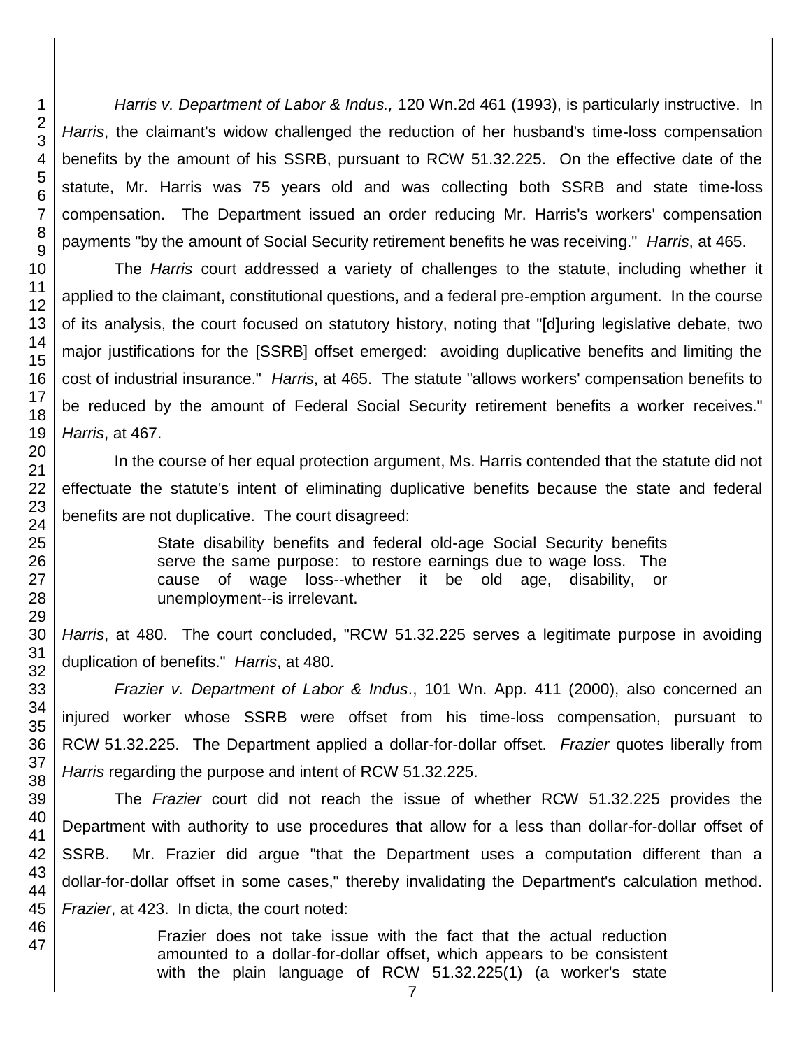*Harris v. Department of Labor & Indus.,* 120 Wn.2d 461 (1993), is particularly instructive. In *Harris*, the claimant's widow challenged the reduction of her husband's time-loss compensation benefits by the amount of his SSRB, pursuant to RCW 51.32.225. On the effective date of the statute, Mr. Harris was 75 years old and was collecting both SSRB and state time-loss compensation. The Department issued an order reducing Mr. Harris's workers' compensation payments "by the amount of Social Security retirement benefits he was receiving." *Harris*, at 465.

The *Harris* court addressed a variety of challenges to the statute, including whether it applied to the claimant, constitutional questions, and a federal pre-emption argument. In the course of its analysis, the court focused on statutory history, noting that "[d]uring legislative debate, two major justifications for the [SSRB] offset emerged: avoiding duplicative benefits and limiting the cost of industrial insurance." *Harris*, at 465. The statute "allows workers' compensation benefits to be reduced by the amount of Federal Social Security retirement benefits a worker receives." *Harris*, at 467.

In the course of her equal protection argument, Ms. Harris contended that the statute did not effectuate the statute's intent of eliminating duplicative benefits because the state and federal benefits are not duplicative. The court disagreed:

> State disability benefits and federal old-age Social Security benefits serve the same purpose: to restore earnings due to wage loss. The cause of wage loss--whether it be old age, disability, or unemployment--is irrelevant.

*Harris*, at 480. The court concluded, "RCW 51.32.225 serves a legitimate purpose in avoiding duplication of benefits." *Harris*, at 480.

*Frazier v. Department of Labor & Indus*., 101 Wn. App. 411 (2000), also concerned an injured worker whose SSRB were offset from his time-loss compensation, pursuant to RCW 51.32.225. The Department applied a dollar-for-dollar offset. *Frazier* quotes liberally from *Harris* regarding the purpose and intent of RCW 51.32.225.

The *Frazier* court did not reach the issue of whether RCW 51.32.225 provides the Department with authority to use procedures that allow for a less than dollar-for-dollar offset of SSRB. Mr. Frazier did argue "that the Department uses a computation different than a dollar-for-dollar offset in some cases," thereby invalidating the Department's calculation method. *Frazier*, at 423. In dicta, the court noted:

> Frazier does not take issue with the fact that the actual reduction amounted to a dollar-for-dollar offset, which appears to be consistent with the plain language of RCW 51.32.225(1) (a worker's state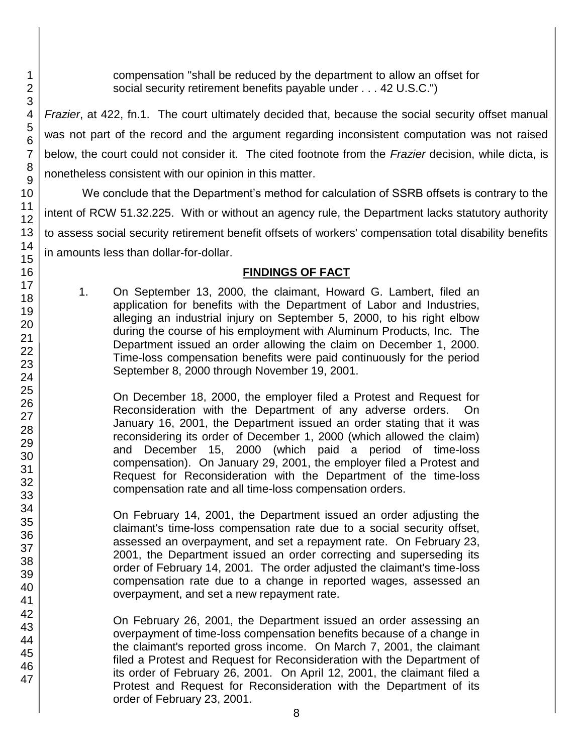compensation "shall be reduced by the department to allow an offset for social security retirement benefits payable under . . . 42 U.S.C.")

*Frazier*, at 422, fn.1. The court ultimately decided that, because the social security offset manual was not part of the record and the argument regarding inconsistent computation was not raised below, the court could not consider it. The cited footnote from the *Frazier* decision, while dicta, is nonetheless consistent with our opinion in this matter.

We conclude that the Department's method for calculation of SSRB offsets is contrary to the intent of RCW 51.32.225. With or without an agency rule, the Department lacks statutory authority to assess social security retirement benefit offsets of workers' compensation total disability benefits in amounts less than dollar-for-dollar.

## FINDINGS OF FACT

1. On September 13, 2000, the claimant, Howard G. Lambert, filed an application for benefits with the Department of Labor and Industries, alleging an industrial injury on September 5, 2000, to his right elbow during the course of his employment with Aluminum Products, Inc. The Department issued an order allowing the claim on December 1, 2000. Time-loss compensation benefits were paid continuously for the period September 8, 2000 through November 19, 2001.

   On December 18, 2000, the employer filed a Protest and Request for Reconsideration with the Department of any adverse orders. On January 16, 2001, the Department issued an order stating that it was reconsidering its order of December 1, 2000 (which allowed the claim) and December 15, 2000 (which paid a period of time-loss compensation). On January 29, 2001, the employer filed a Protest and Request for Reconsideration with the Department of the time-loss compensation rate and all time-loss compensation orders.

   On February 14, 2001, the Department issued an order adjusting the claimant's time-loss compensation rate due to a social security offset, assessed an overpayment, and set a repayment rate. On February 23, 2001, the Department issued an order correcting and superseding its order of February 14, 2001. The order adjusted the claimant's time-loss compensation rate due to a change in reported wages, assessed an overpayment, and set a new repayment rate.

   On February 26, 2001, the Department issued an order assessing an overpayment of time-loss compensation benefits because of a change in the claimant's reported gross income. On March 7, 2001, the claimant filed a Protest and Request for Reconsideration with the Department of its order of February 26, 2001. On April 12, 2001, the claimant filed a Protest and Request for Reconsideration with the Department of its order of February 23, 2001.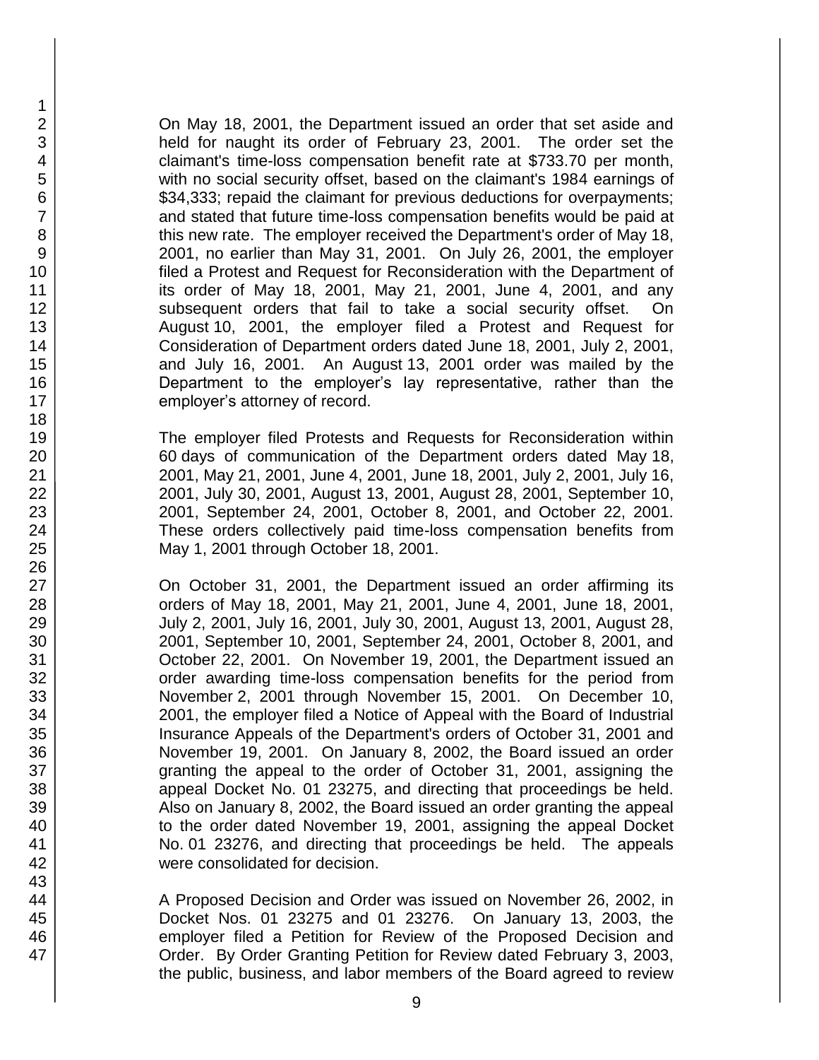On May 18, 2001, the Department issued an order that set aside and held for naught its order of February 23, 2001. The order set the claimant's time-loss compensation benefit rate at $733.70 per month, with no social security offset, based on the claimant's 1984 earnings of $34,333; repaid the claimant for previous deductions for overpayments; and stated that future time-loss compensation benefits would be paid at this new rate. The employer received the Department's order of May 18, 2001, no earlier than May 31, 2001. On July 26, 2001, the employer filed a Protest and Request for Reconsideration with the Department of its order of May 18, 2001, May 21, 2001, June 4, 2001, and any subsequent orders that fail to take a social security offset. On August 10, 2001, the employer filed a Protest and Request for Consideration of Department orders dated June 18, 2001, July 2, 2001, and July 16, 2001. An August 13, 2001 order was mailed by the Department to the employer's lay representative, rather than the employer's attorney of record.

The employer filed Protests and Requests for Reconsideration within 60 days of communication of the Department orders dated May 18, 2001, May 21, 2001, June 4, 2001, June 18, 2001, July 2, 2001, July 16, 2001, July 30, 2001, August 13, 2001, August 28, 2001, September 10, 2001, September 24, 2001, October 8, 2001, and October 22, 2001. These orders collectively paid time-loss compensation benefits from May 1, 2001 through October 18, 2001.

On October 31, 2001, the Department issued an order affirming its orders of May 18, 2001, May 21, 2001, June 4, 2001, June 18, 2001, July 2, 2001, July 16, 2001, July 30, 2001, August 13, 2001, August 28, 2001, September 10, 2001, September 24, 2001, October 8, 2001, and October 22, 2001. On November 19, 2001, the Department issued an order awarding time-loss compensation benefits for the period from November 2, 2001 through November 15, 2001. On December 10, 2001, the employer filed a Notice of Appeal with the Board of Industrial Insurance Appeals of the Department's orders of October 31, 2001 and November 19, 2001. On January 8, 2002, the Board issued an order granting the appeal to the order of October 31, 2001, assigning the appeal Docket No. 01 23275, and directing that proceedings be held. Also on January 8, 2002, the Board issued an order granting the appeal to the order dated November 19, 2001, assigning the appeal Docket No. 01 23276, and directing that proceedings be held. The appeals were consolidated for decision.

A Proposed Decision and Order was issued on November 26, 2002, in Docket Nos. 01 23275 and 01 23276. On January 13, 2003, the employer filed a Petition for Review of the Proposed Decision and Order. By Order Granting Petition for Review dated February 3, 2003, the public, business, and labor members of the Board agreed to review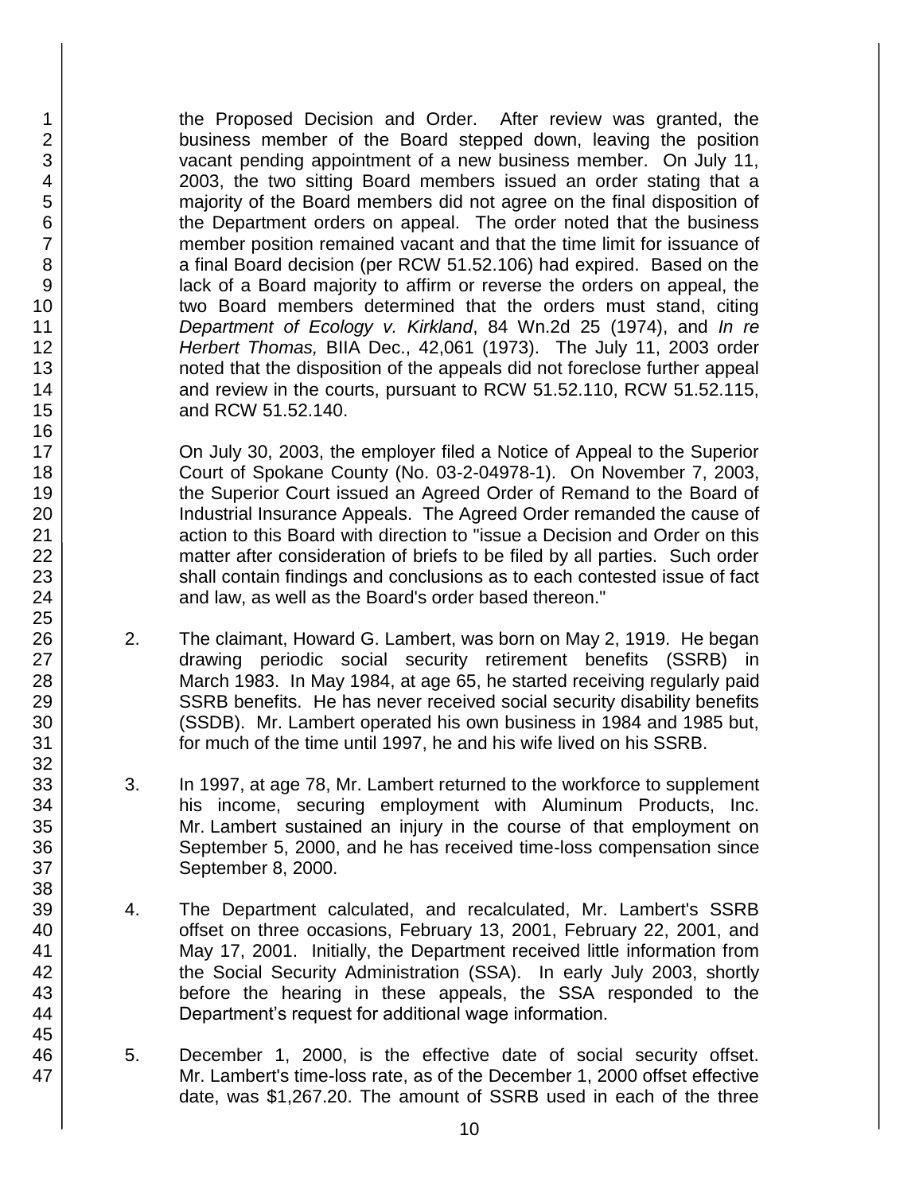the Proposed Decision and Order. After review was granted, the business member of the Board stepped down, leaving the position vacant pending appointment of a new business member. On July 11, 2003, the two sitting Board members issued an order stating that a majority of the Board members did not agree on the final disposition of the Department orders on appeal. The order noted that the business member position remained vacant and that the time limit for issuance of a final Board decision (per RCW 51.52.106) had expired. Based on the lack of a Board majority to affirm or reverse the orders on appeal, the two Board members determined that the orders must stand, citing *Department of Ecology v. Kirkland*, 84 Wn.2d 25 (1974), and *In re Herbert Thomas,* BIIA Dec., 42,061 (1973). The July 11, 2003 order noted that the disposition of the appeals did not foreclose further appeal and review in the courts, pursuant to RCW 51.52.110, RCW 51.52.115, and RCW 51.52.140.

On July 30, 2003, the employer filed a Notice of Appeal to the Superior Court of Spokane County (No. 03-2-04978-1). On November 7, 2003, the Superior Court issued an Agreed Order of Remand to the Board of Industrial Insurance Appeals. The Agreed Order remanded the cause of action to this Board with direction to "issue a Decision and Order on this matter after consideration of briefs to be filed by all parties. Such order shall contain findings and conclusions as to each contested issue of fact and law, as well as the Board's order based thereon."

2. The claimant, Howard G. Lambert, was born on May 2, 1919. He began drawing periodic social security retirement benefits (SSRB) in March 1983. In May 1984, at age 65, he started receiving regularly paid SSRB benefits. He has never received social security disability benefits (SSDB). Mr. Lambert operated his own business in 1984 and 1985 but, for much of the time until 1997, he and his wife lived on his SSRB.

3. In 1997, at age 78, Mr. Lambert returned to the workforce to supplement his income, securing employment with Aluminum Products, Inc. Mr. Lambert sustained an injury in the course of that employment on September 5, 2000, and he has received time-loss compensation since September 8, 2000.

4. The Department calculated, and recalculated, Mr. Lambert's SSRB offset on three occasions, February 13, 2001, February 22, 2001, and May 17, 2001. Initially, the Department received little information from the Social Security Administration (SSA). In early July 2003, shortly before the hearing in these appeals, the SSA responded to the Department's request for additional wage information.

5. December 1, 2000, is the effective date of social security offset. Mr. Lambert's time-loss rate, as of the December 1, 2000 offset effective date, was $1,267.20. The amount of SSRB used in each of the three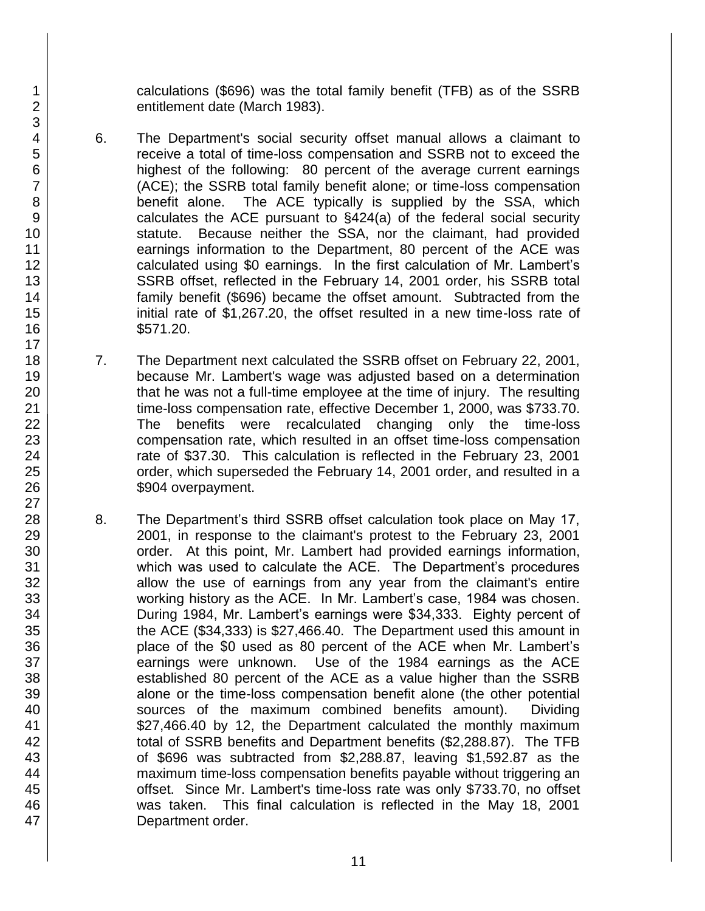calculations ($696) was the total family benefit (TFB) as of the SSRB entitlement date (March 1983).

6. The Department's social security offset manual allows a claimant to receive a total of time-loss compensation and SSRB not to exceed the highest of the following: 80 percent of the average current earnings (ACE); the SSRB total family benefit alone; or time-loss compensation benefit alone. The ACE typically is supplied by the SSA, which calculates the ACE pursuant to §424(a) of the federal social security statute. Because neither the SSA, nor the claimant, had provided earnings information to the Department, 80 percent of the ACE was calculated using $0 earnings. In the first calculation of Mr. Lambert's SSRB offset, reflected in the February 14, 2001 order, his SSRB total family benefit ($696) became the offset amount. Subtracted from the initial rate of $1,267.20, the offset resulted in a new time-loss rate of $571.20.

7. The Department next calculated the SSRB offset on February 22, 2001, because Mr. Lambert's wage was adjusted based on a determination that he was not a full-time employee at the time of injury. The resulting time-loss compensation rate, effective December 1, 2000, was $733.70. The benefits were recalculated changing only the time-loss compensation rate, which resulted in an offset time-loss compensation rate of $37.30. This calculation is reflected in the February 23, 2001 order, which superseded the February 14, 2001 order, and resulted in a $904 overpayment.

8. The Department's third SSRB offset calculation took place on May 17, 2001, in response to the claimant's protest to the February 23, 2001 order. At this point, Mr. Lambert had provided earnings information, which was used to calculate the ACE. The Department's procedures allow the use of earnings from any year from the claimant's entire working history as the ACE. In Mr. Lambert's case, 1984 was chosen. During 1984, Mr. Lambert's earnings were $34,333. Eighty percent of the ACE ($34,333) is $27,466.40. The Department used this amount in place of the $0 used as 80 percent of the ACE when Mr. Lambert's earnings were unknown. Use of the 1984 earnings as the ACE established 80 percent of the ACE as a value higher than the SSRB alone or the time-loss compensation benefit alone (the other potential sources of the maximum combined benefits amount). Dividing $27,466.40 by 12, the Department calculated the monthly maximum total of SSRB benefits and Department benefits ($2,288.87). The TFB of $696 was subtracted from $2,288.87, leaving $1,592.87 as the maximum time-loss compensation benefits payable without triggering an offset. Since Mr. Lambert's time-loss rate was only $733.70, no offset was taken. This final calculation is reflected in the May 18, 2001 Department order.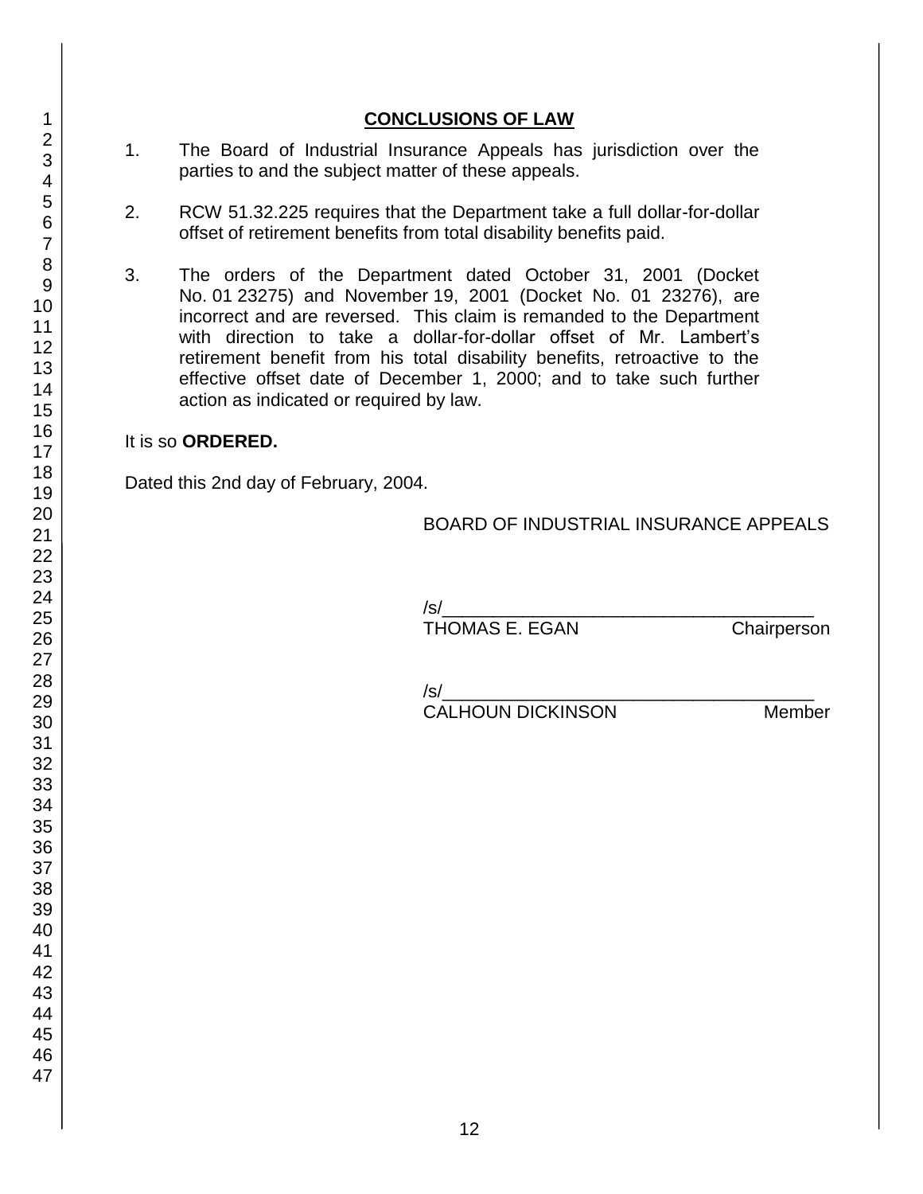## CONCLUSIONS OF LAW

1. The Board of Industrial Insurance Appeals has jurisdiction over the parties to and the subject matter of these appeals.

2. RCW 51.32.225 requires that the Department take a full dollar-for-dollar offset of retirement benefits from total disability benefits paid.

3. The orders of the Department dated October 31, 2001 (Docket No. 01 23275) and November 19, 2001 (Docket No. 01 23276), are incorrect and are reversed. This claim is remanded to the Department with direction to take a dollar-for-dollar offset of Mr. Lambert's retirement benefit from his total disability benefits, retroactive to the effective offset date of December 1, 2000; and to take such further action as indicated or required by law.

It is so **ORDERED.**

Dated this 2nd day of February, 2004.

BOARD OF INDUSTRIAL INSURANCE APPEALS

/s/_____________________________________
THOMAS E. EGAN Chairperson

/s/_____________________________________
CALHOUN DICKINSON Member